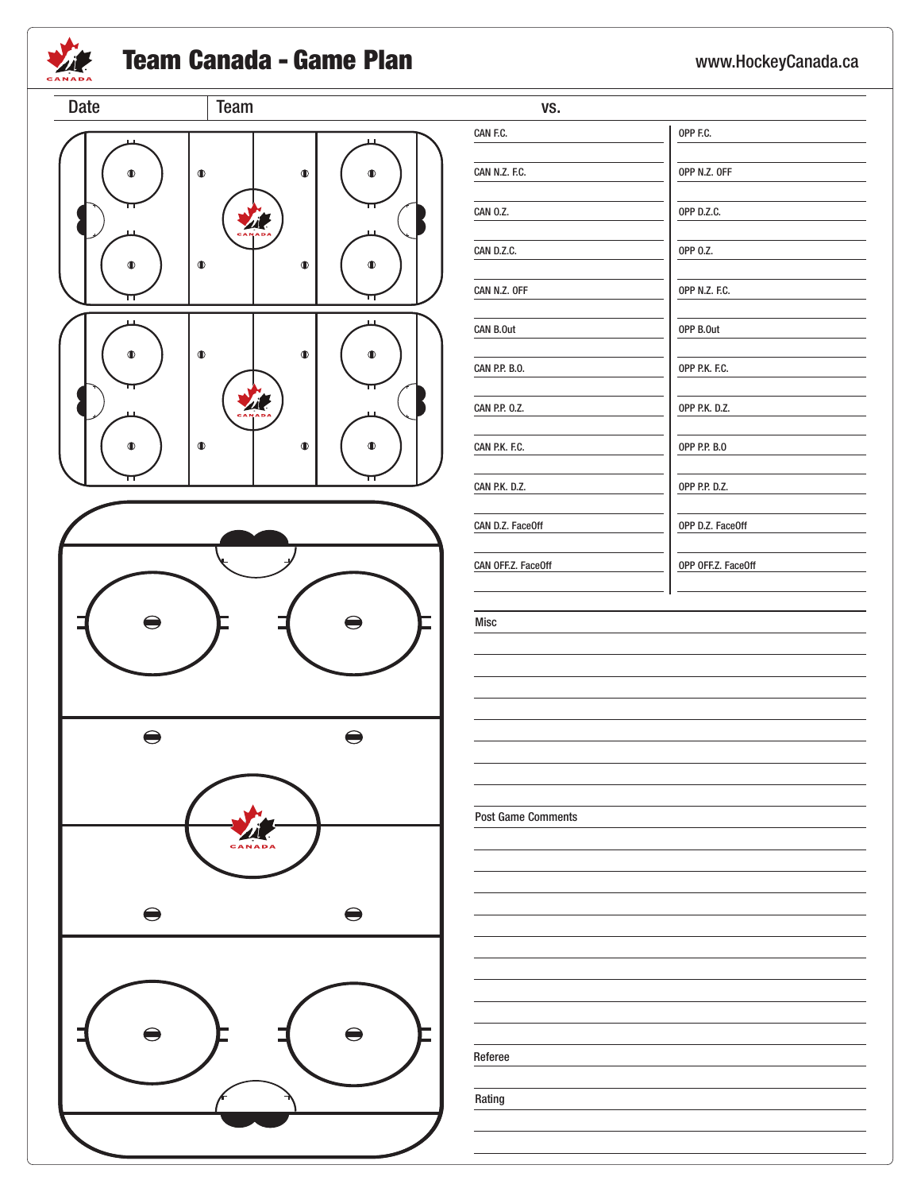# Team Canada - Game Plan

www.HockeyCanada.ca

| Date | Team | vs. |
|---|---|---|

| | |
|---|---|
| CAN F.C. | OPP F.C. |
| CAN N.Z. F.C. | OPP N.Z. OFF |
| CAN O.Z. | OPP D.Z.C. |
| CAN D.Z.C. | OPP O.Z. |
| CAN N.Z. OFF | OPP N.Z. F.C. |
| CAN B.Out | OPP B.Out |
| CAN P.P. B.O. | OPP P.K. F.C. |
| CAN P.P. O.Z. | OPP P.K. D.Z. |
| CAN P.K. F.C. | OPP P.P. B.O |
| CAN P.K. D.Z. | OPP P.P. D.Z. |
| CAN D.Z. FaceOff | OPP D.Z. FaceOff |
| CAN OFF.Z. FaceOff | OPP OFF.Z. FaceOff |

Misc

Post Game Comments

Referee

Rating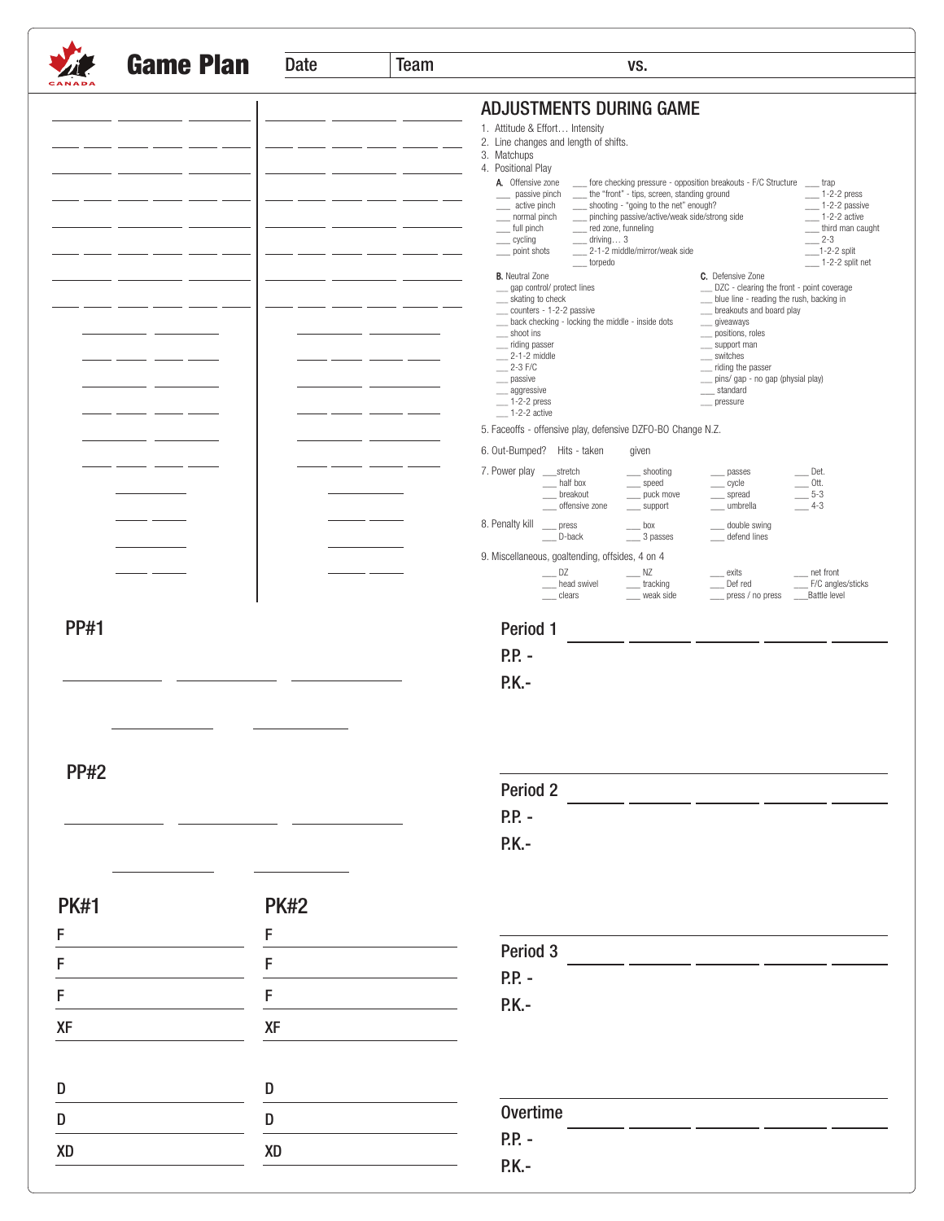# Game Plan

Date | Team | vs.

## ADJUSTMENTS DURING GAME

1. Attitude & Effort… Intensity
2. Line changes and length of shifts.
3. Matchups
4. Positional Play

**A.** Offensive zone
- ___ passive pinch
- ___ active pinch
- ___ normal pinch
- ___ full pinch
- ___ cycling
- ___ point shots

- ___ fore checking pressure - opposition breakouts - F/C Structure
- ___ the "front" - tips, screen, standing ground
- ___ shooting - "going to the net" enough?
- ___ pinching passive/active/weak side/strong side
- ___ red zone, funneling
- ___ driving… 3
- ___ 2-1-2 middle/mirror/weak side
- ___ torpedo

- ___ trap
- ___ 1-2-2 press
- ___ 1-2-2 passive
- ___ 1-2-2 active
- ___ third man caught
- ___ 2-3
- ___ 1-2-2 split
- ___ 1-2-2 split net

**B.** Neutral Zone
- ___ gap control/ protect lines
- ___ skating to check
- ___ counters - 1-2-2 passive
- ___ back checking - locking the middle - inside dots
- ___ shoot ins
- ___ riding passer
- ___ 2-1-2 middle
- ___ 2-3 F/C
- ___ passive
- ___ aggressive
- ___ 1-2-2 press
- ___ 1-2-2 active

**C.** Defensive Zone
- ___ DZC - clearing the front - point coverage
- ___ blue line - reading the rush, backing in
- ___ breakouts and board play
- ___ giveaways
- ___ positions, roles
- ___ support man
- ___ switches
- ___ riding the passer
- ___ pins/ gap - no gap (physial play)
- ___ standard
- ___ pressure

5. Faceoffs - offensive play, defensive DZFO-BO Change N.Z.

6. Out-Bumped? Hits - taken given

7. Power play
- ___ stretch
- ___ half box
- ___ breakout
- ___ offensive zone
- ___ shooting
- ___ speed
- ___ puck move
- ___ support
- ___ passes
- ___ cycle
- ___ spread
- ___ umbrella
- ___ Det.
- ___ Ott.
- ___ 5-3
- ___ 4-3

8. Penalty kill
- ___ press
- ___ D-back
- ___ box
- ___ 3 passes
- ___ double swing
- ___ defend lines

9. Miscellaneous, goaltending, offsides, 4 on 4
- ___ DZ
- ___ head swivel
- ___ clears
- ___ NZ
- ___ tracking
- ___ weak side
- ___ exits
- ___ Def red
- ___ press / no press
- ___ net front
- ___ F/C angles/sticks
- ___ Battle level

## PP#1

## PP#2

## PK#1

F

F

F

XF

D

D

XD

## PK#2

F

F

F

XF

D

D

XD

## Period 1

P.P. -

P.K.-

## Period 2

P.P. -

P.K.-

## Period 3

P.P. -

P.K.-

## Overtime

P.P. -

P.K.-